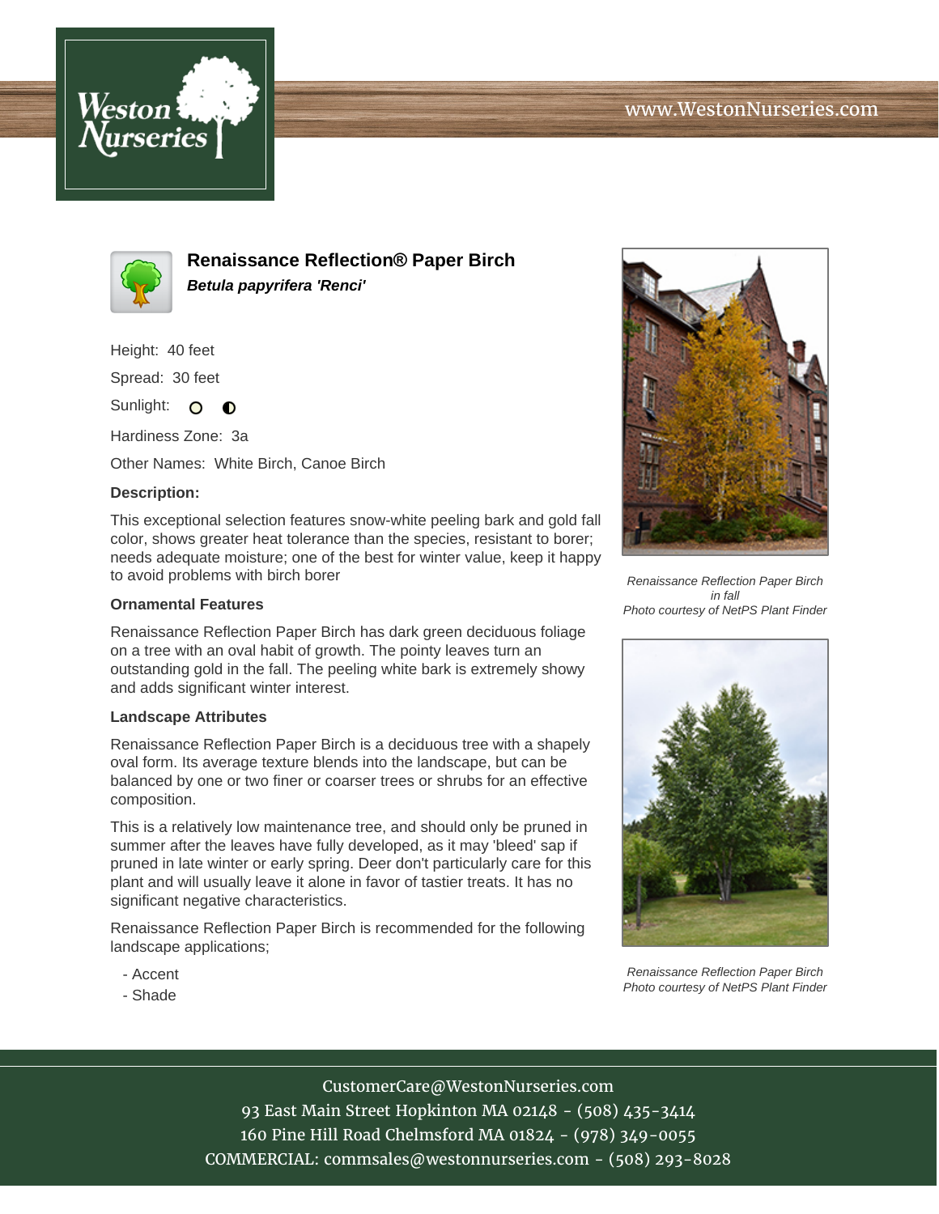# Renaissance Reflection® Paper Birch

***Betula papyrifera 'Renci'***

Height: 40 feet

Spread: 30 feet

Sunlight: ○ ◐

Hardiness Zone: 3a

Other Names: White Birch, Canoe Birch

**Description:**

This exceptional selection features snow-white peeling bark and gold fall color, shows greater heat tolerance than the species, resistant to borer; needs adequate moisture; one of the best for winter value, keep it happy to avoid problems with birch borer

### Ornamental Features

Renaissance Reflection Paper Birch has dark green deciduous foliage on a tree with an oval habit of growth. The pointy leaves turn an outstanding gold in the fall. The peeling white bark is extremely showy and adds significant winter interest.

### Landscape Attributes

Renaissance Reflection Paper Birch is a deciduous tree with a shapely oval form. Its average texture blends into the landscape, but can be balanced by one or two finer or coarser trees or shrubs for an effective composition.

This is a relatively low maintenance tree, and should only be pruned in summer after the leaves have fully developed, as it may 'bleed' sap if pruned in late winter or early spring. Deer don't particularly care for this plant and will usually leave it alone in favor of tastier treats. It has no significant negative characteristics.

Renaissance Reflection Paper Birch is recommended for the following landscape applications;

- Accent
- Shade

*Renaissance Reflection Paper Birch in fall*
*Photo courtesy of NetPS Plant Finder*

*Renaissance Reflection Paper Birch*
*Photo courtesy of NetPS Plant Finder*

CustomerCare@WestonNurseries.com
93 East Main Street Hopkinton MA 02148 - (508) 435-3414
160 Pine Hill Road Chelmsford MA 01824 - (978) 349-0055
COMMERCIAL: commsales@westonnurseries.com - (508) 293-8028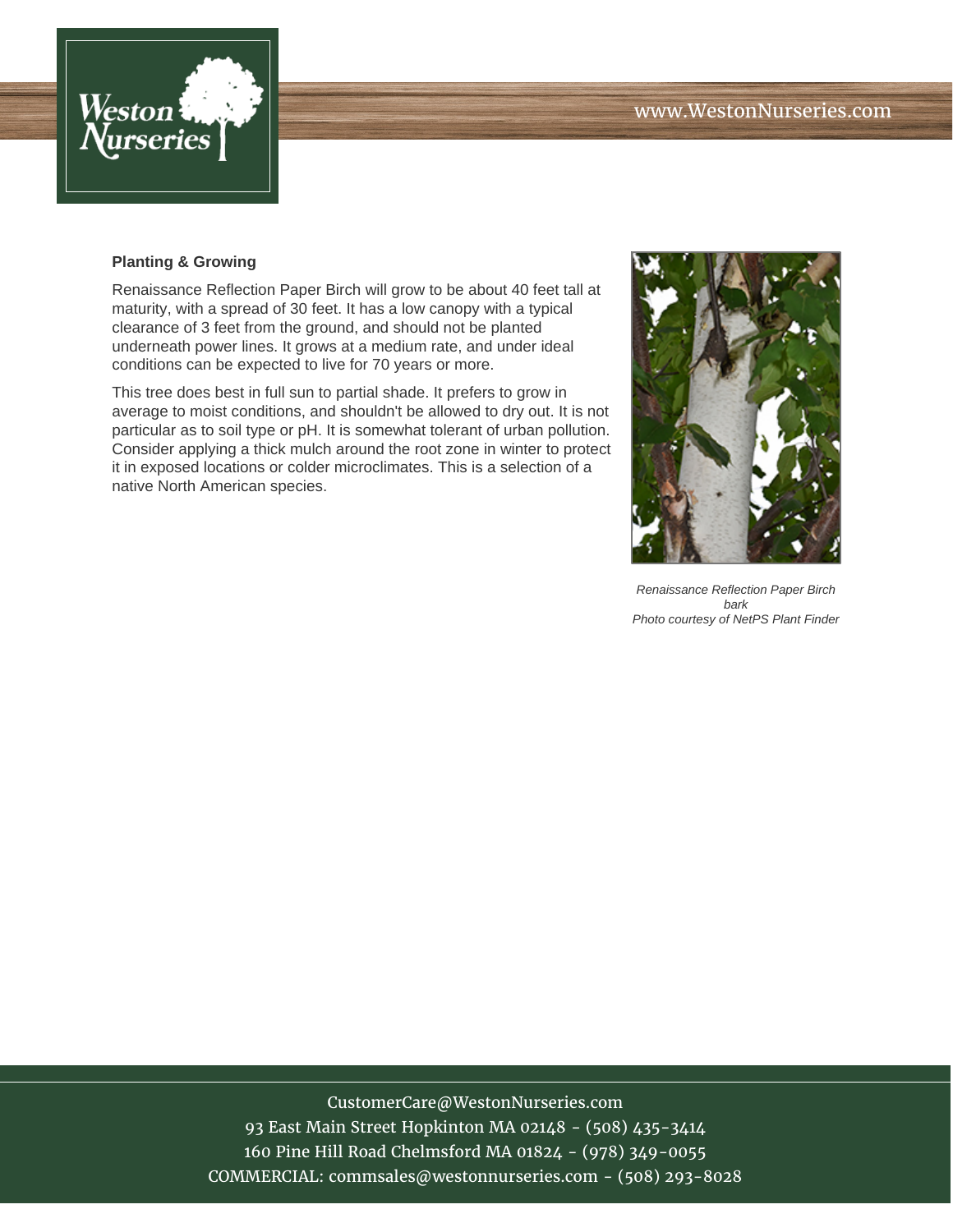**Planting & Growing**

Renaissance Reflection Paper Birch will grow to be about 40 feet tall at maturity, with a spread of 30 feet. It has a low canopy with a typical clearance of 3 feet from the ground, and should not be planted underneath power lines. It grows at a medium rate, and under ideal conditions can be expected to live for 70 years or more.

This tree does best in full sun to partial shade. It prefers to grow in average to moist conditions, and shouldn't be allowed to dry out. It is not particular as to soil type or pH. It is somewhat tolerant of urban pollution. Consider applying a thick mulch around the root zone in winter to protect it in exposed locations or colder microclimates. This is a selection of a native North American species.

*Renaissance Reflection Paper Birch bark*
*Photo courtesy of NetPS Plant Finder*